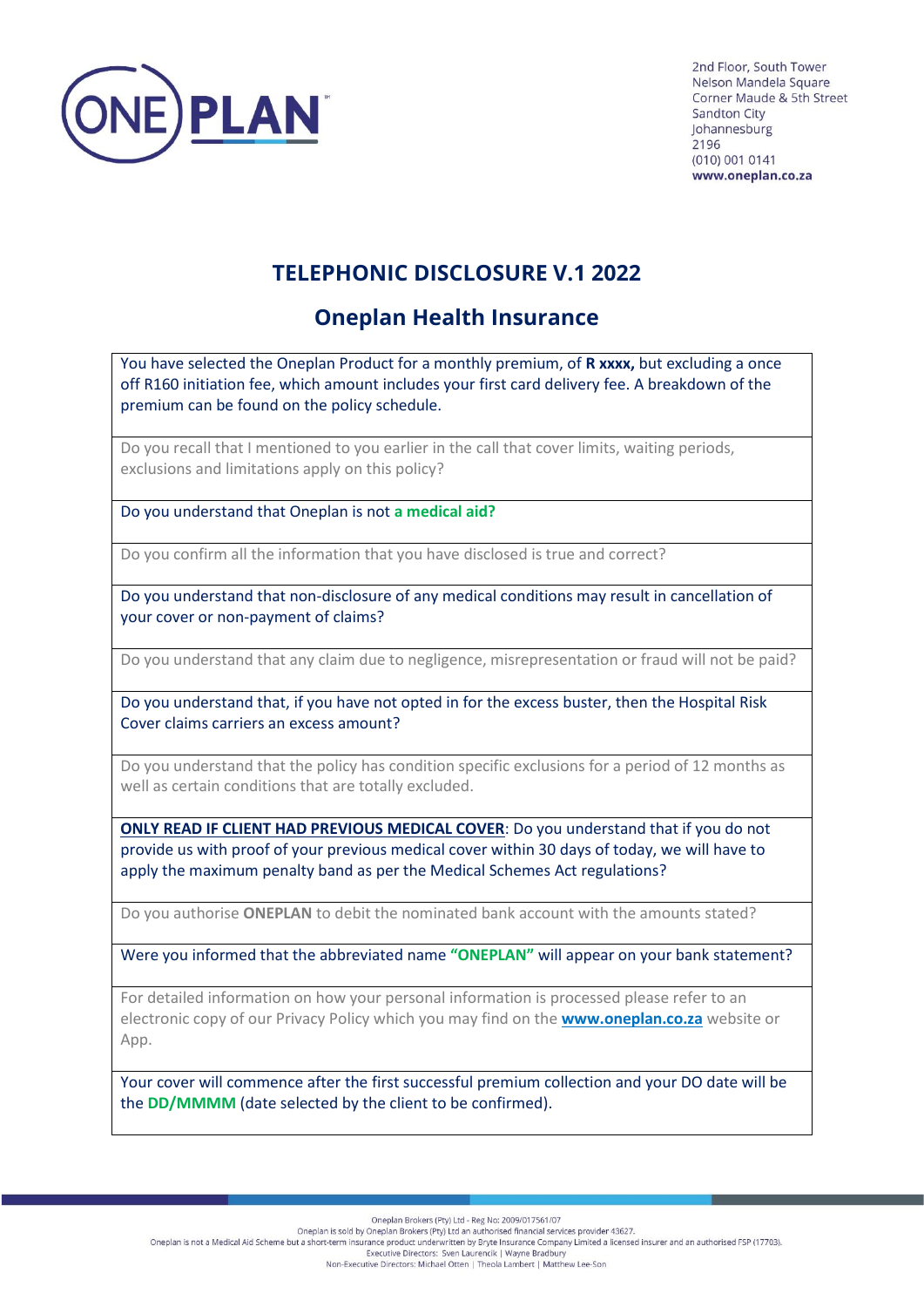2nd Floor, South Tower
Nelson Mandela Square
Corner Maude & 5th Street
Sandton City
Johannesburg
2196
(010) 001 0141
**www.oneplan.co.za**

# TELEPHONIC DISCLOSURE V.1 2022

## Oneplan Health Insurance

| |
|---|
| You have selected the Oneplan Product for a monthly premium, of **R xxxx,** but excluding a once off R160 initiation fee, which amount includes your first card delivery fee. A breakdown of the premium can be found on the policy schedule. |
| Do you recall that I mentioned to you earlier in the call that cover limits, waiting periods, exclusions and limitations apply on this policy? |
| Do you understand that Oneplan is not **a medical aid?** |
| Do you confirm all the information that you have disclosed is true and correct? |
| Do you understand that non-disclosure of any medical conditions may result in cancellation of your cover or non-payment of claims? |
| Do you understand that any claim due to negligence, misrepresentation or fraud will not be paid? |
| Do you understand that, if you have not opted in for the excess buster, then the Hospital Risk Cover claims carriers an excess amount? |
| Do you understand that the policy has condition specific exclusions for a period of 12 months as well as certain conditions that are totally excluded. |
| **ONLY READ IF CLIENT HAD PREVIOUS MEDICAL COVER**: Do you understand that if you do not provide us with proof of your previous medical cover within 30 days of today, we will have to apply the maximum penalty band as per the Medical Schemes Act regulations? |
| Do you authorise **ONEPLAN** to debit the nominated bank account with the amounts stated? |
| Were you informed that the abbreviated name **"ONEPLAN"** will appear on your bank statement? |
| For detailed information on how your personal information is processed please refer to an electronic copy of our Privacy Policy which you may find on the **www.oneplan.co.za** website or App. |
| Your cover will commence after the first successful premium collection and your DO date will be the **DD/MMMM** (date selected by the client to be confirmed). |

Oneplan Brokers (Pty) Ltd - Reg No: 2009/017561/07
Oneplan is sold by Oneplan Brokers (Pty) Ltd an authorised financial services provider 43627.
Oneplan is not a Medical Aid Scheme but a short-term insurance product underwritten by Bryte Insurance Company Limited a licensed insurer and an authorised FSP (17703).
Executive Directors: Sven Laurencik | Wayne Bradbury
Non-Executive Directors: Michael Otten | Theola Lambert | Matthew Lee-Son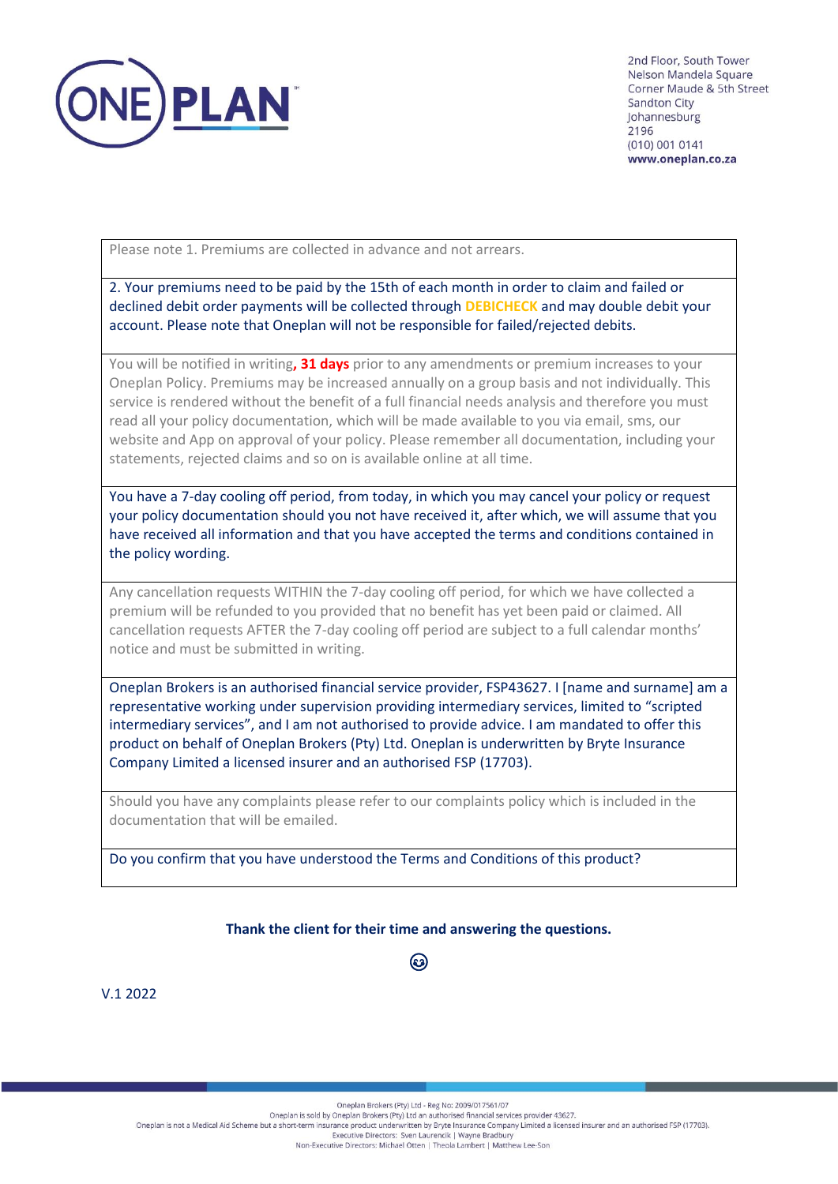2nd Floor, South Tower
Nelson Mandela Square
Corner Maude & 5th Street
Sandton City
Johannesburg
2196
(010) 001 0141
**www.oneplan.co.za**

| |
|---|
| Please note 1. Premiums are collected in advance and not arrears. |
| 2. Your premiums need to be paid by the 15th of each month in order to claim and failed or declined debit order payments will be collected through **DEBICHECK** and may double debit your account. Please note that Oneplan will not be responsible for failed/rejected debits. |
| You will be notified in writing, **31 days** prior to any amendments or premium increases to your Oneplan Policy. Premiums may be increased annually on a group basis and not individually. This service is rendered without the benefit of a full financial needs analysis and therefore you must read all your policy documentation, which will be made available to you via email, sms, our website and App on approval of your policy. Please remember all documentation, including your statements, rejected claims and so on is available online at all time. |
| You have a 7-day cooling off period, from today, in which you may cancel your policy or request your policy documentation should you not have received it, after which, we will assume that you have received all information and that you have accepted the terms and conditions contained in the policy wording. |
| Any cancellation requests WITHIN the 7-day cooling off period, for which we have collected a premium will be refunded to you provided that no benefit has yet been paid or claimed. All cancellation requests AFTER the 7-day cooling off period are subject to a full calendar months' notice and must be submitted in writing. |
| Oneplan Brokers is an authorised financial service provider, FSP43627. I [name and surname] am a representative working under supervision providing intermediary services, limited to "scripted intermediary services", and I am not authorised to provide advice. I am mandated to offer this product on behalf of Oneplan Brokers (Pty) Ltd. Oneplan is underwritten by Bryte Insurance Company Limited a licensed insurer and an authorised FSP (17703). |
| Should you have any complaints please refer to our complaints policy which is included in the documentation that will be emailed. |
| Do you confirm that you have understood the Terms and Conditions of this product? |

**Thank the client for their time and answering the questions.**

V.1 2022

Oneplan Brokers (Pty) Ltd - Reg No: 2009/017561/07
Oneplan is sold by Oneplan Brokers (Pty) Ltd an authorised financial services provider 43627.
Oneplan is not a Medical Aid Scheme but a short-term insurance product underwritten by Bryte Insurance Company Limited a licensed insurer and an authorised FSP (17703).
Executive Directors: Sven Laurencik | Wayne Bradbury
Non-Executive Directors: Michael Otten | Theola Lambert | Matthew Lee-Son